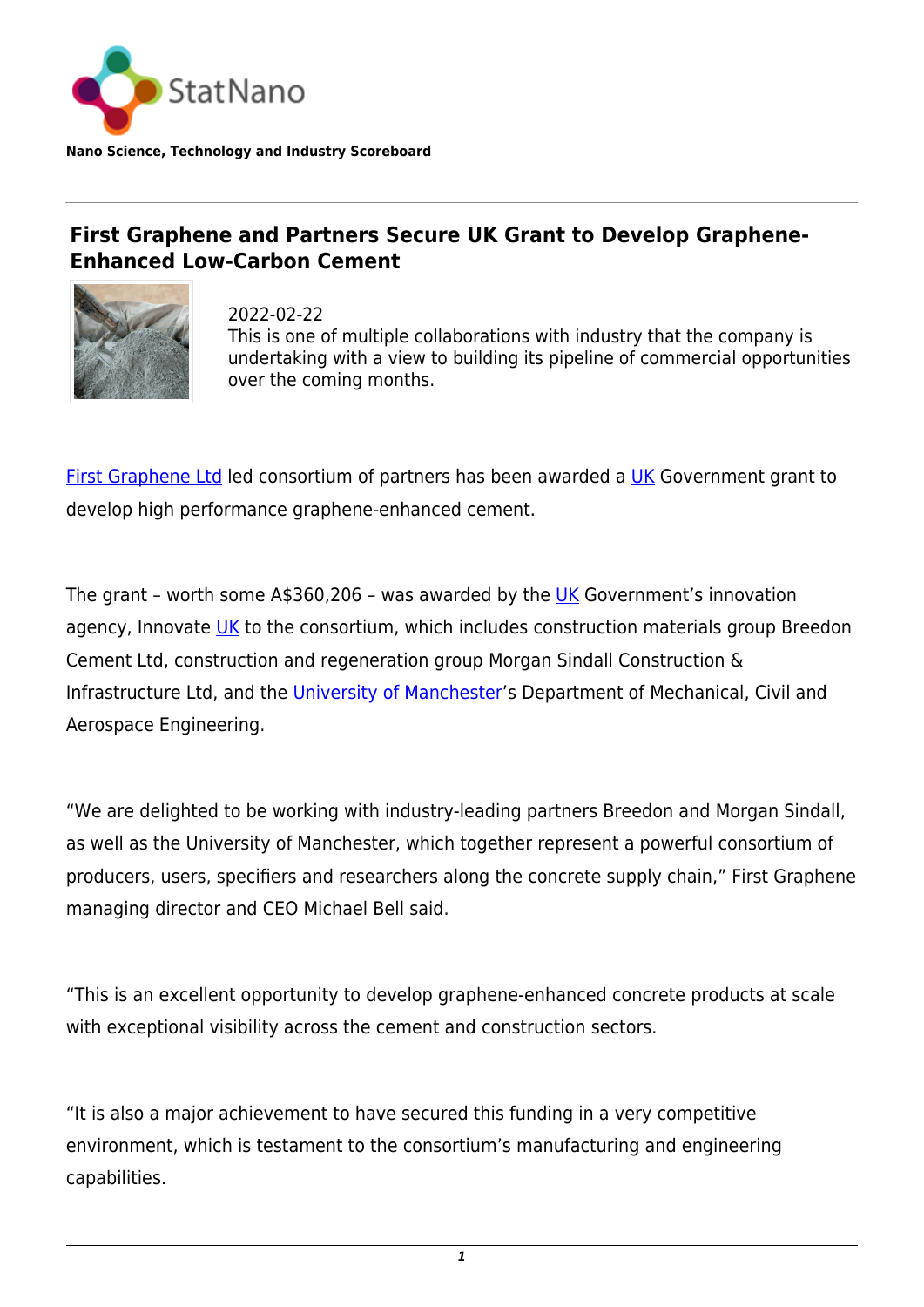Nano Science, Technology and Industry Scoreboard

# First Graphene and Partners Secure UK Grant to Develop Graphene-Enhanced Low-Carbon Cement

2022-02-22

This is one of multiple collaborations with industry that the company is undertaking with a view to building its pipeline of commercial opportunities over the coming months.

First Graphene Ltd led consortium of partners has been awarded a UK Government grant to develop high performance graphene-enhanced cement.

The grant – worth some A$360,206 – was awarded by the UK Government's innovation agency, Innovate UK to the consortium, which includes construction materials group Breedon Cement Ltd, construction and regeneration group Morgan Sindall Construction & Infrastructure Ltd, and the University of Manchester's Department of Mechanical, Civil and Aerospace Engineering.

"We are delighted to be working with industry-leading partners Breedon and Morgan Sindall, as well as the University of Manchester, which together represent a powerful consortium of producers, users, specifiers and researchers along the concrete supply chain," First Graphene managing director and CEO Michael Bell said.

"This is an excellent opportunity to develop graphene-enhanced concrete products at scale with exceptional visibility across the cement and construction sectors.

"It is also a major achievement to have secured this funding in a very competitive environment, which is testament to the consortium's manufacturing and engineering capabilities.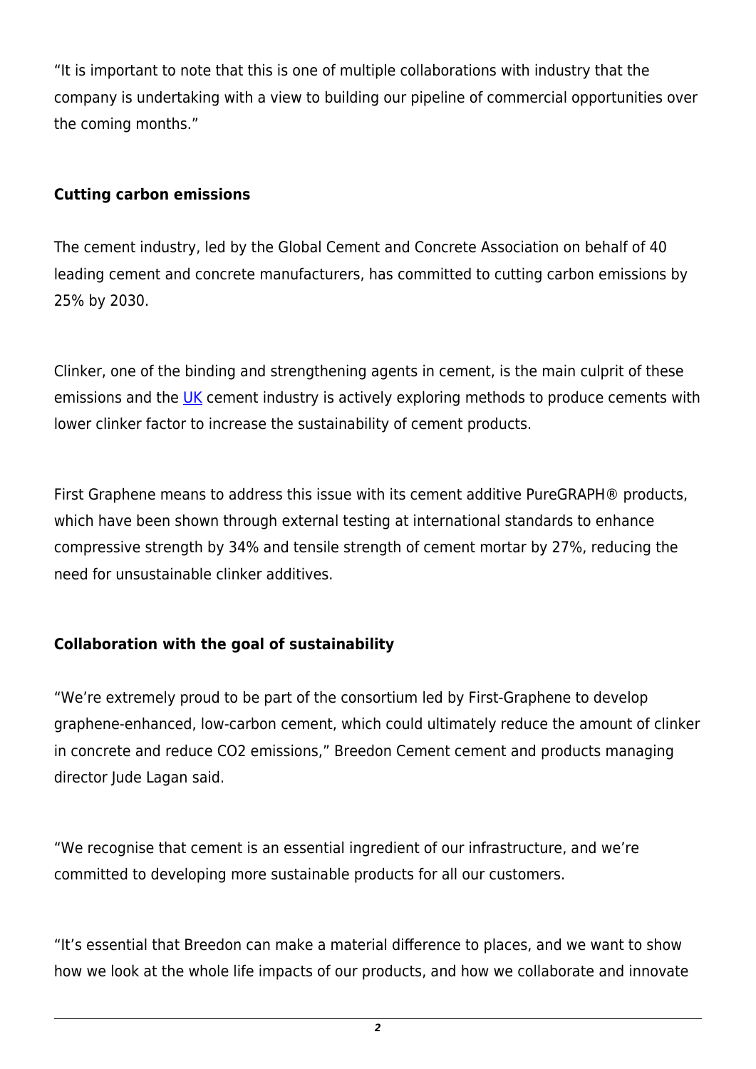"It is important to note that this is one of multiple collaborations with industry that the company is undertaking with a view to building our pipeline of commercial opportunities over the coming months."

**Cutting carbon emissions**

The cement industry, led by the Global Cement and Concrete Association on behalf of 40 leading cement and concrete manufacturers, has committed to cutting carbon emissions by 25% by 2030.

Clinker, one of the binding and strengthening agents in cement, is the main culprit of these emissions and the UK cement industry is actively exploring methods to produce cements with lower clinker factor to increase the sustainability of cement products.

First Graphene means to address this issue with its cement additive PureGRAPH® products, which have been shown through external testing at international standards to enhance compressive strength by 34% and tensile strength of cement mortar by 27%, reducing the need for unsustainable clinker additives.

**Collaboration with the goal of sustainability**

"We're extremely proud to be part of the consortium led by First-Graphene to develop graphene-enhanced, low-carbon cement, which could ultimately reduce the amount of clinker in concrete and reduce CO2 emissions," Breedon Cement cement and products managing director Jude Lagan said.

"We recognise that cement is an essential ingredient of our infrastructure, and we're committed to developing more sustainable products for all our customers.

"It's essential that Breedon can make a material difference to places, and we want to show how we look at the whole life impacts of our products, and how we collaborate and innovate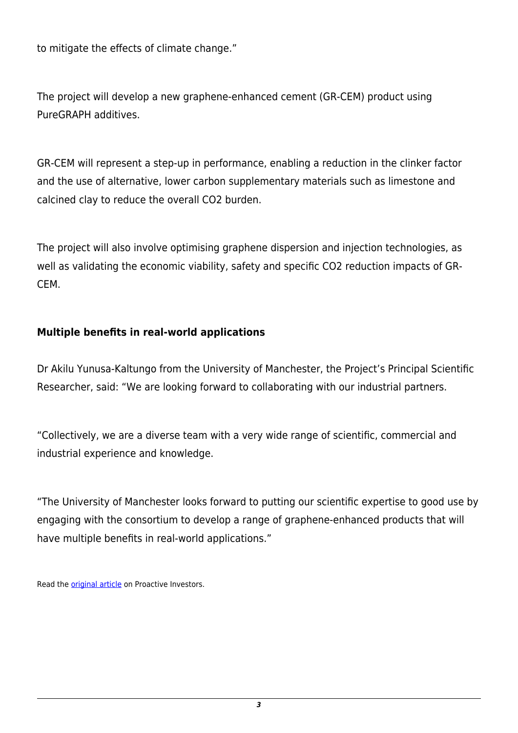to mitigate the effects of climate change."

The project will develop a new graphene-enhanced cement (GR-CEM) product using PureGRAPH additives.

GR-CEM will represent a step-up in performance, enabling a reduction in the clinker factor and the use of alternative, lower carbon supplementary materials such as limestone and calcined clay to reduce the overall $CO_2$ burden.

The project will also involve optimising graphene dispersion and injection technologies, as well as validating the economic viability, safety and specific $CO_2$ reduction impacts of GR-CEM.

**Multiple benefits in real-world applications**

Dr Akilu Yunusa-Kaltungo from the University of Manchester, the Project's Principal Scientific Researcher, said: "We are looking forward to collaborating with our industrial partners.

"Collectively, we are a diverse team with a very wide range of scientific, commercial and industrial experience and knowledge.

"The University of Manchester looks forward to putting our scientific expertise to good use by engaging with the consortium to develop a range of graphene-enhanced products that will have multiple benefits in real-world applications."

Read the original article on Proactive Investors.